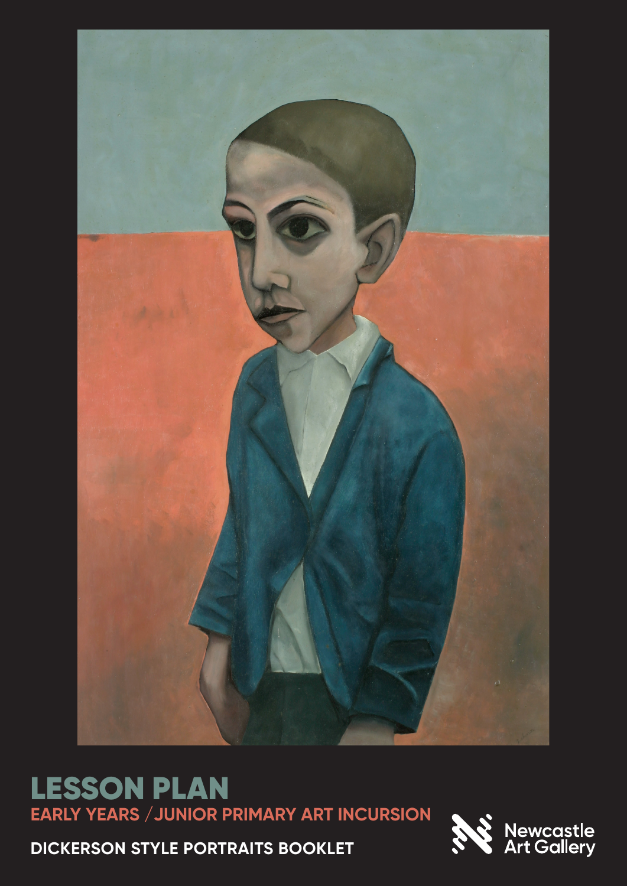# LESSON PLAN

## EARLY YEARS / JUNIOR PRIMARY ART INCURSION

**DICKERSON STYLE PORTRAITS BOOKLET**

Newcastle Art Gallery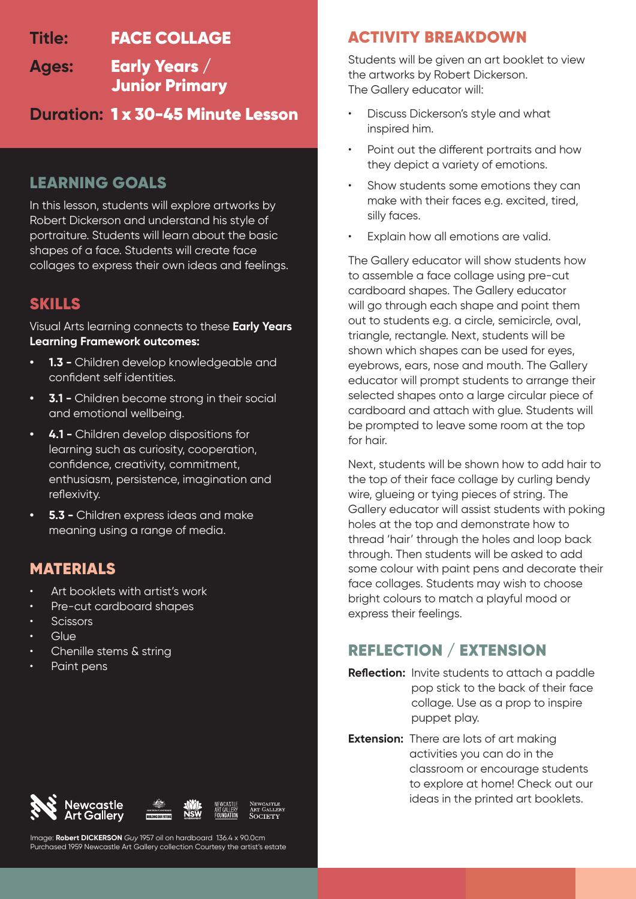**Title:** FACE COLLAGE

**Ages:** Early Years / Junior Primary

**Duration:** 1 x 30-45 Minute Lesson

## LEARNING GOALS

In this lesson, students will explore artworks by Robert Dickerson and understand his style of portraiture. Students will learn about the basic shapes of a face. Students will create face collages to express their own ideas and feelings.

## SKILLS

Visual Arts learning connects to these **Early Years Learning Framework outcomes:**

- **1.3 -** Children develop knowledgeable and confident self identities.
- **3.1 -** Children become strong in their social and emotional wellbeing.
- **4.1 -** Children develop dispositions for learning such as curiosity, cooperation, confidence, creativity, commitment, enthusiasm, persistence, imagination and reflexivity.
- **5.3 -** Children express ideas and make meaning using a range of media.

## MATERIALS

- Art booklets with artist's work
- Pre-cut cardboard shapes
- Scissors
- Glue
- Chenille stems & string
- Paint pens

Image: **Robert DICKERSON** *Guy* 1957 oil on hardboard 136.4 x 90.0cm
Purchased 1959 Newcastle Art Gallery collection Courtesy the artist's estate

## ACTIVITY BREAKDOWN

Students will be given an art booklet to view the artworks by Robert Dickerson.
The Gallery educator will:

- Discuss Dickerson's style and what inspired him.
- Point out the different portraits and how they depict a variety of emotions.
- Show students some emotions they can make with their faces e.g. excited, tired, silly faces.
- Explain how all emotions are valid.

The Gallery educator will show students how to assemble a face collage using pre-cut cardboard shapes. The Gallery educator will go through each shape and point them out to students e.g. a circle, semicircle, oval, triangle, rectangle. Next, students will be shown which shapes can be used for eyes, eyebrows, ears, nose and mouth. The Gallery educator will prompt students to arrange their selected shapes onto a large circular piece of cardboard and attach with glue. Students will be prompted to leave some room at the top for hair.

Next, students will be shown how to add hair to the top of their face collage by curling bendy wire, glueing or tying pieces of string. The Gallery educator will assist students with poking holes at the top and demonstrate how to thread 'hair' through the holes and loop back through. Then students will be asked to add some colour with paint pens and decorate their face collages. Students may wish to choose bright colours to match a playful mood or express their feelings.

## REFLECTION / EXTENSION

**Reflection:** Invite students to attach a paddle pop stick to the back of their face collage. Use as a prop to inspire puppet play.

**Extension:** There are lots of art making activities you can do in the classroom or encourage students to explore at home! Check out our ideas in the printed art booklets.